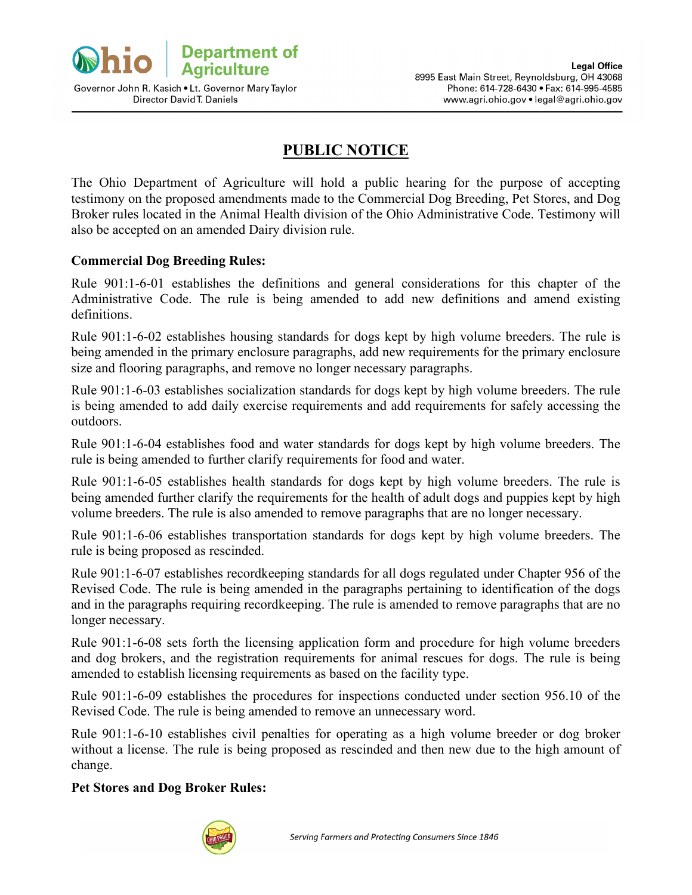**Ohio Department of Agriculture**

Governor John R. Kasich • Lt. Governor Mary Taylor
Director David T. Daniels

**Legal Office**
8995 East Main Street, Reynoldsburg, OH 43068
Phone: 614-728-6430 • Fax: 614-995-4585
www.agri.ohio.gov • legal@agri.ohio.gov

# PUBLIC NOTICE

The Ohio Department of Agriculture will hold a public hearing for the purpose of accepting testimony on the proposed amendments made to the Commercial Dog Breeding, Pet Stores, and Dog Broker rules located in the Animal Health division of the Ohio Administrative Code. Testimony will also be accepted on an amended Dairy division rule.

**Commercial Dog Breeding Rules:**

Rule 901:1-6-01 establishes the definitions and general considerations for this chapter of the Administrative Code. The rule is being amended to add new definitions and amend existing definitions.

Rule 901:1-6-02 establishes housing standards for dogs kept by high volume breeders. The rule is being amended in the primary enclosure paragraphs, add new requirements for the primary enclosure size and flooring paragraphs, and remove no longer necessary paragraphs.

Rule 901:1-6-03 establishes socialization standards for dogs kept by high volume breeders. The rule is being amended to add daily exercise requirements and add requirements for safely accessing the outdoors.

Rule 901:1-6-04 establishes food and water standards for dogs kept by high volume breeders. The rule is being amended to further clarify requirements for food and water.

Rule 901:1-6-05 establishes health standards for dogs kept by high volume breeders. The rule is being amended further clarify the requirements for the health of adult dogs and puppies kept by high volume breeders. The rule is also amended to remove paragraphs that are no longer necessary.

Rule 901:1-6-06 establishes transportation standards for dogs kept by high volume breeders. The rule is being proposed as rescinded.

Rule 901:1-6-07 establishes recordkeeping standards for all dogs regulated under Chapter 956 of the Revised Code. The rule is being amended in the paragraphs pertaining to identification of the dogs and in the paragraphs requiring recordkeeping. The rule is amended to remove paragraphs that are no longer necessary.

Rule 901:1-6-08 sets forth the licensing application form and procedure for high volume breeders and dog brokers, and the registration requirements for animal rescues for dogs. The rule is being amended to establish licensing requirements as based on the facility type.

Rule 901:1-6-09 establishes the procedures for inspections conducted under section 956.10 of the Revised Code. The rule is being amended to remove an unnecessary word.

Rule 901:1-6-10 establishes civil penalties for operating as a high volume breeder or dog broker without a license. The rule is being proposed as rescinded and then new due to the high amount of change.

**Pet Stores and Dog Broker Rules:**

*Serving Farmers and Protecting Consumers Since 1846*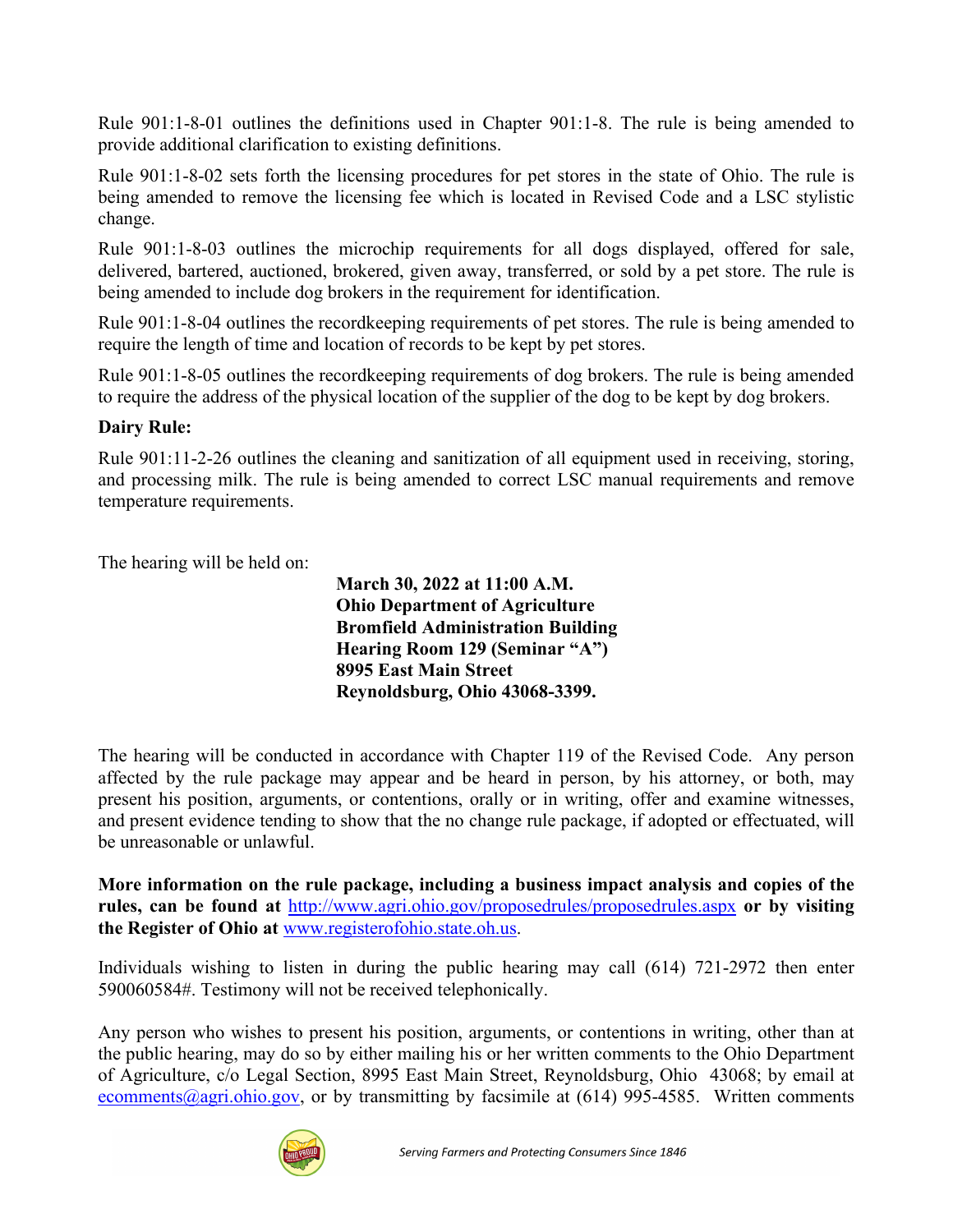Rule 901:1-8-01 outlines the definitions used in Chapter 901:1-8. The rule is being amended to provide additional clarification to existing definitions.

Rule 901:1-8-02 sets forth the licensing procedures for pet stores in the state of Ohio. The rule is being amended to remove the licensing fee which is located in Revised Code and a LSC stylistic change.

Rule 901:1-8-03 outlines the microchip requirements for all dogs displayed, offered for sale, delivered, bartered, auctioned, brokered, given away, transferred, or sold by a pet store. The rule is being amended to include dog brokers in the requirement for identification.

Rule 901:1-8-04 outlines the recordkeeping requirements of pet stores. The rule is being amended to require the length of time and location of records to be kept by pet stores.

Rule 901:1-8-05 outlines the recordkeeping requirements of dog brokers. The rule is being amended to require the address of the physical location of the supplier of the dog to be kept by dog brokers.

**Dairy Rule:**

Rule 901:11-2-26 outlines the cleaning and sanitization of all equipment used in receiving, storing, and processing milk. The rule is being amended to correct LSC manual requirements and remove temperature requirements.

The hearing will be held on:

**March 30, 2022 at 11:00 A.M.**
**Ohio Department of Agriculture**
**Bromfield Administration Building**
**Hearing Room 129 (Seminar "A")**
**8995 East Main Street**
**Reynoldsburg, Ohio 43068-3399.**

The hearing will be conducted in accordance with Chapter 119 of the Revised Code. Any person affected by the rule package may appear and be heard in person, by his attorney, or both, may present his position, arguments, or contentions, orally or in writing, offer and examine witnesses, and present evidence tending to show that the no change rule package, if adopted or effectuated, will be unreasonable or unlawful.

**More information on the rule package, including a business impact analysis and copies of the rules, can be found at** [http://www.agri.ohio.gov/proposedrules/proposedrules.aspx](http://www.agri.ohio.gov/proposedrules/proposedrules.aspx) **or by visiting the Register of Ohio at** [www.registerofohio.state.oh.us](http://www.registerofohio.state.oh.us).

Individuals wishing to listen in during the public hearing may call (614) 721-2972 then enter 590060584#. Testimony will not be received telephonically.

Any person who wishes to present his position, arguments, or contentions in writing, other than at the public hearing, may do so by either mailing his or her written comments to the Ohio Department of Agriculture, c/o Legal Section, 8995 East Main Street, Reynoldsburg, Ohio 43068; by email at [ecomments@agri.ohio.gov](mailto:ecomments@agri.ohio.gov), or by transmitting by facsimile at (614) 995-4585. Written comments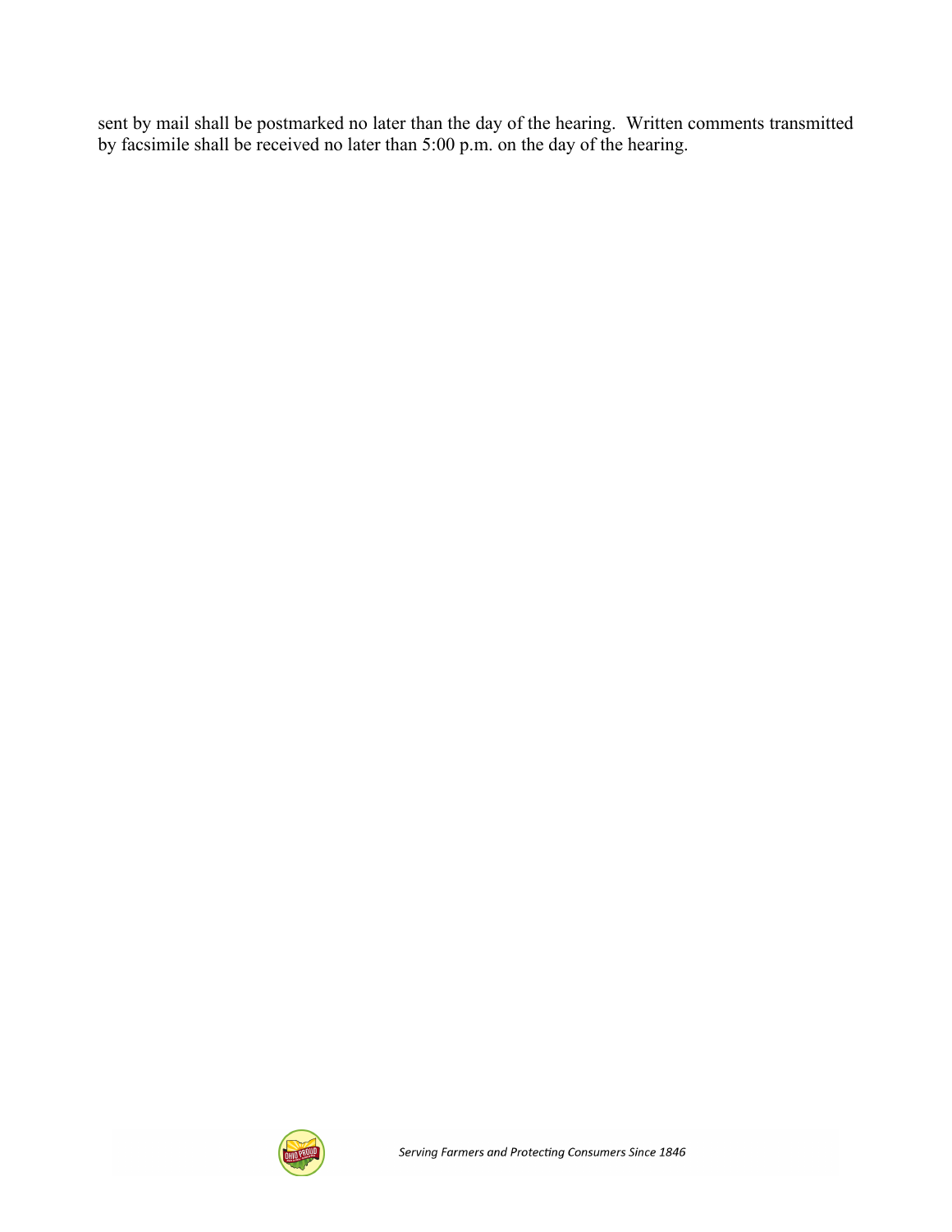sent by mail shall be postmarked no later than the day of the hearing. Written comments transmitted by facsimile shall be received no later than 5:00 p.m. on the day of the hearing.